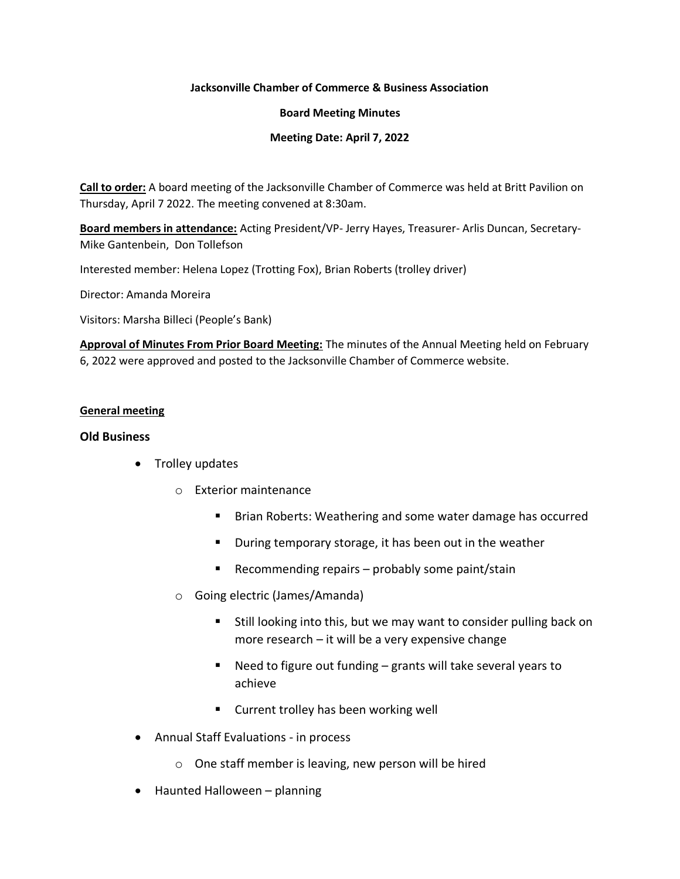**Jacksonville Chamber of Commerce & Business Association**

**Board Meeting Minutes**

**Meeting Date: April 7, 2022**

**Call to order:** A board meeting of the Jacksonville Chamber of Commerce was held at Britt Pavilion on Thursday, April 7 2022. The meeting convened at 8:30am.

**Board members in attendance:** Acting President/VP- Jerry Hayes, Treasurer- Arlis Duncan, Secretary- Mike Gantenbein, Don Tollefson

Interested member: Helena Lopez (Trotting Fox), Brian Roberts (trolley driver)

Director: Amanda Moreira

Visitors: Marsha Billeci (People's Bank)

**Approval of Minutes From Prior Board Meeting:** The minutes of the Annual Meeting held on February 6, 2022 were approved and posted to the Jacksonville Chamber of Commerce website.

**General meeting**

**Old Business**

- Trolley updates
  - Exterior maintenance
    - Brian Roberts: Weathering and some water damage has occurred
    - During temporary storage, it has been out in the weather
    - Recommending repairs – probably some paint/stain
  - Going electric (James/Amanda)
    - Still looking into this, but we may want to consider pulling back on more research – it will be a very expensive change
    - Need to figure out funding – grants will take several years to achieve
    - Current trolley has been working well
- Annual Staff Evaluations - in process
  - One staff member is leaving, new person will be hired
- Haunted Halloween – planning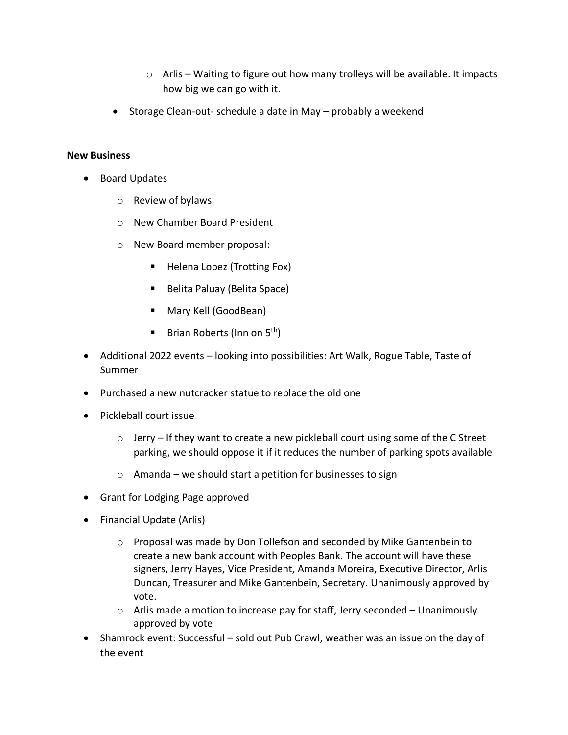- Arlis – Waiting to figure out how many trolleys will be available. It impacts how big we can go with it.
- Storage Clean-out- schedule a date in May – probably a weekend

**New Business**

- Board Updates
    - Review of bylaws
    - New Chamber Board President
    - New Board member proposal:
        - Helena Lopez (Trotting Fox)
        - Belita Paluay (Belita Space)
        - Mary Kell (GoodBean)
        - Brian Roberts (Inn on 5th)
- Additional 2022 events – looking into possibilities: Art Walk, Rogue Table, Taste of Summer
- Purchased a new nutcracker statue to replace the old one
- Pickleball court issue
    - Jerry – If they want to create a new pickleball court using some of the C Street parking, we should oppose it if it reduces the number of parking spots available
    - Amanda – we should start a petition for businesses to sign
- Grant for Lodging Page approved
- Financial Update (Arlis)
    - Proposal was made by Don Tollefson and seconded by Mike Gantenbein to create a new bank account with Peoples Bank. The account will have these signers, Jerry Hayes, Vice President, Amanda Moreira, Executive Director, Arlis Duncan, Treasurer and Mike Gantenbein, Secretary. Unanimously approved by vote.
    - Arlis made a motion to increase pay for staff, Jerry seconded – Unanimously approved by vote
- Shamrock event: Successful – sold out Pub Crawl, weather was an issue on the day of the event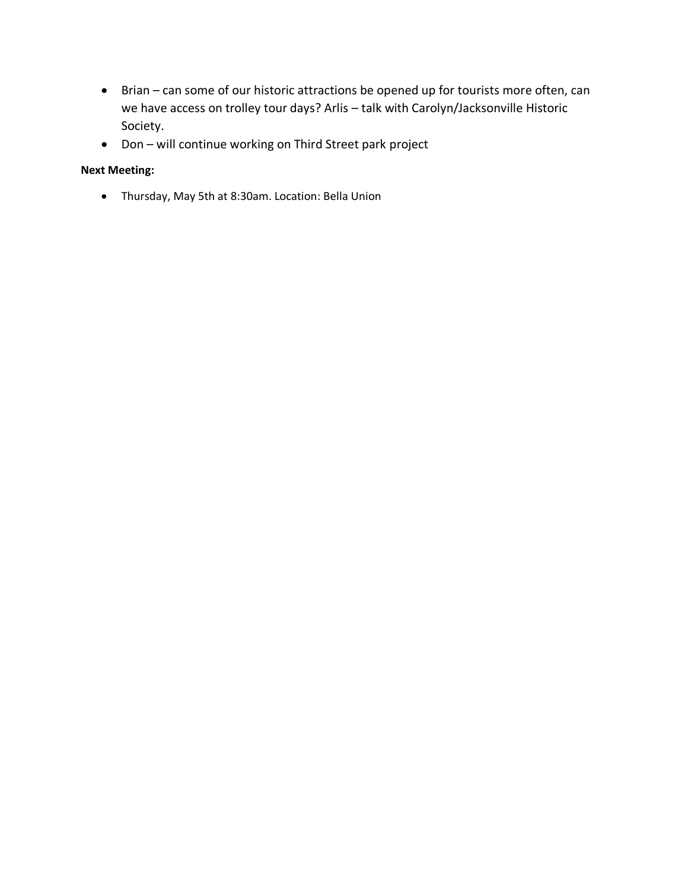- Brian – can some of our historic attractions be opened up for tourists more often, can we have access on trolley tour days? Arlis – talk with Carolyn/Jacksonville Historic Society.
- Don – will continue working on Third Street park project

**Next Meeting:**

- Thursday, May 5th at 8:30am. Location: Bella Union